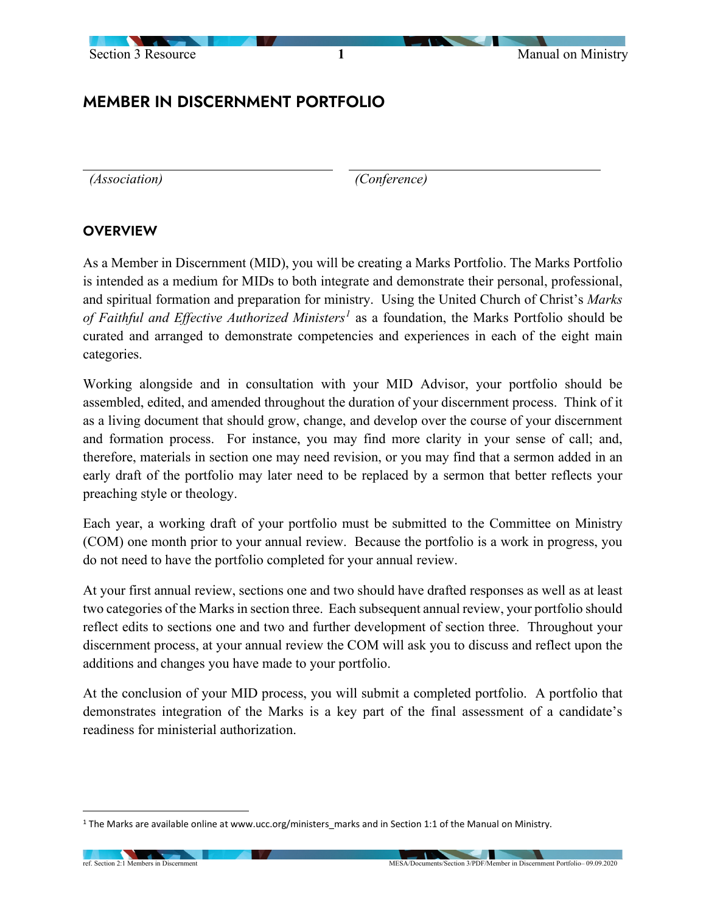# MEMBER IN DISCERNMENT PORTFOLIO

______________________________ ______________________________
*(Association)* *(Conference)*

## OVERVIEW

As a Member in Discernment (MID), you will be creating a Marks Portfolio. The Marks Portfolio is intended as a medium for MIDs to both integrate and demonstrate their personal, professional, and spiritual formation and preparation for ministry. Using the United Church of Christ's *Marks of Faithful and Effective Authorized Ministers*[1] as a foundation, the Marks Portfolio should be curated and arranged to demonstrate competencies and experiences in each of the eight main categories.

Working alongside and in consultation with your MID Advisor, your portfolio should be assembled, edited, and amended throughout the duration of your discernment process. Think of it as a living document that should grow, change, and develop over the course of your discernment and formation process. For instance, you may find more clarity in your sense of call; and, therefore, materials in section one may need revision, or you may find that a sermon added in an early draft of the portfolio may later need to be replaced by a sermon that better reflects your preaching style or theology.

Each year, a working draft of your portfolio must be submitted to the Committee on Ministry (COM) one month prior to your annual review. Because the portfolio is a work in progress, you do not need to have the portfolio completed for your annual review.

At your first annual review, sections one and two should have drafted responses as well as at least two categories of the Marks in section three. Each subsequent annual review, your portfolio should reflect edits to sections one and two and further development of section three. Throughout your discernment process, at your annual review the COM will ask you to discuss and reflect upon the additions and changes you have made to your portfolio.

At the conclusion of your MID process, you will submit a completed portfolio. A portfolio that demonstrates integration of the Marks is a key part of the final assessment of a candidate's readiness for ministerial authorization.

---

[1] The Marks are available online at www.ucc.org/ministers_marks and in Section 1:1 of the Manual on Ministry.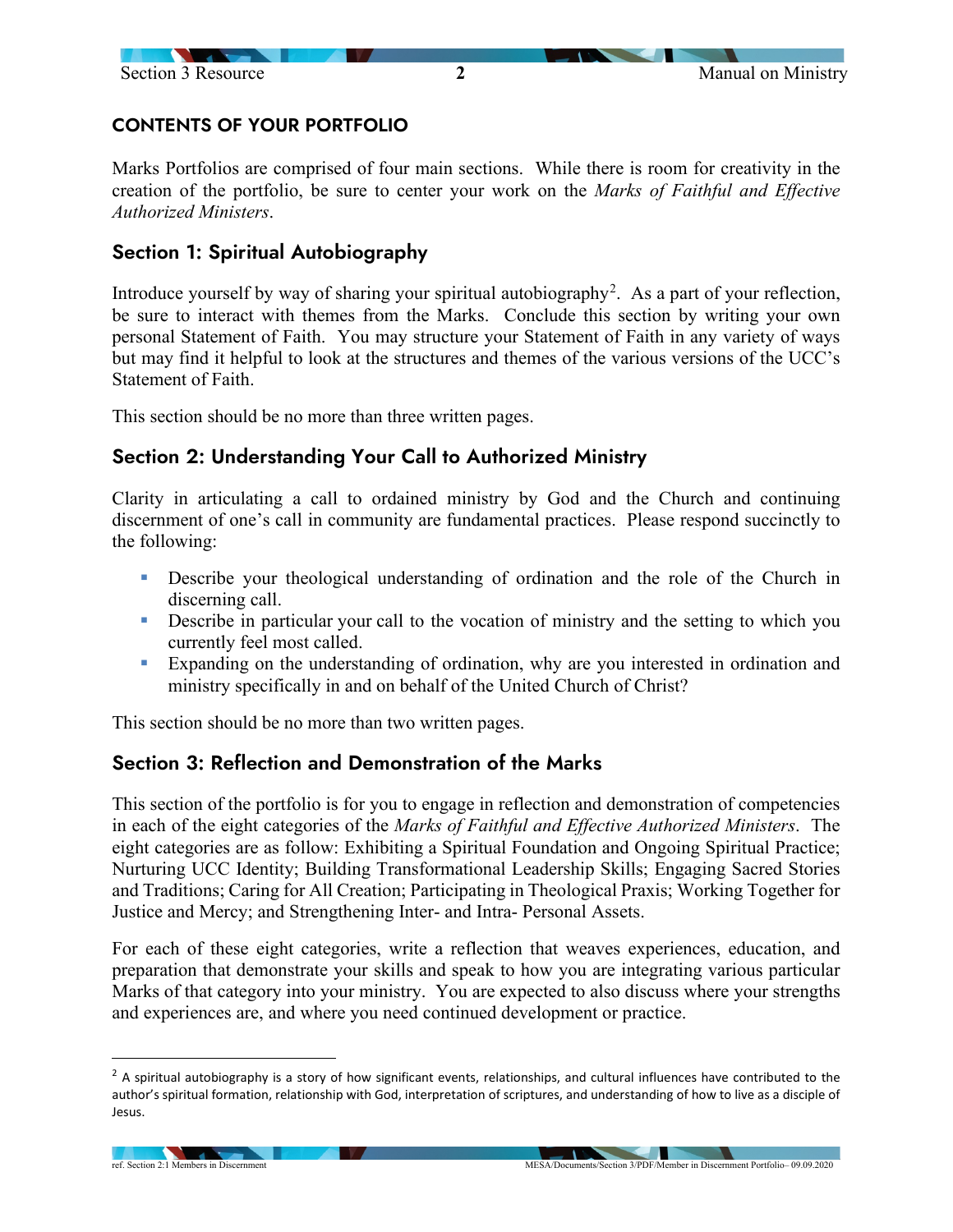## CONTENTS OF YOUR PORTFOLIO

Marks Portfolios are comprised of four main sections. While there is room for creativity in the creation of the portfolio, be sure to center your work on the *Marks of Faithful and Effective Authorized Ministers*.

### Section 1: Spiritual Autobiography

Introduce yourself by way of sharing your spiritual autobiography[2]. As a part of your reflection, be sure to interact with themes from the Marks. Conclude this section by writing your own personal Statement of Faith. You may structure your Statement of Faith in any variety of ways but may find it helpful to look at the structures and themes of the various versions of the UCC's Statement of Faith.

This section should be no more than three written pages.

### Section 2: Understanding Your Call to Authorized Ministry

Clarity in articulating a call to ordained ministry by God and the Church and continuing discernment of one's call in community are fundamental practices. Please respond succinctly to the following:

- Describe your theological understanding of ordination and the role of the Church in discerning call.
- Describe in particular your call to the vocation of ministry and the setting to which you currently feel most called.
- Expanding on the understanding of ordination, why are you interested in ordination and ministry specifically in and on behalf of the United Church of Christ?

This section should be no more than two written pages.

### Section 3: Reflection and Demonstration of the Marks

This section of the portfolio is for you to engage in reflection and demonstration of competencies in each of the eight categories of the *Marks of Faithful and Effective Authorized Ministers*. The eight categories are as follow: Exhibiting a Spiritual Foundation and Ongoing Spiritual Practice; Nurturing UCC Identity; Building Transformational Leadership Skills; Engaging Sacred Stories and Traditions; Caring for All Creation; Participating in Theological Praxis; Working Together for Justice and Mercy; and Strengthening Inter- and Intra- Personal Assets.

For each of these eight categories, write a reflection that weaves experiences, education, and preparation that demonstrate your skills and speak to how you are integrating various particular Marks of that category into your ministry. You are expected to also discuss where your strengths and experiences are, and where you need continued development or practice.

---

[2] A spiritual autobiography is a story of how significant events, relationships, and cultural influences have contributed to the author's spiritual formation, relationship with God, interpretation of scriptures, and understanding of how to live as a disciple of Jesus.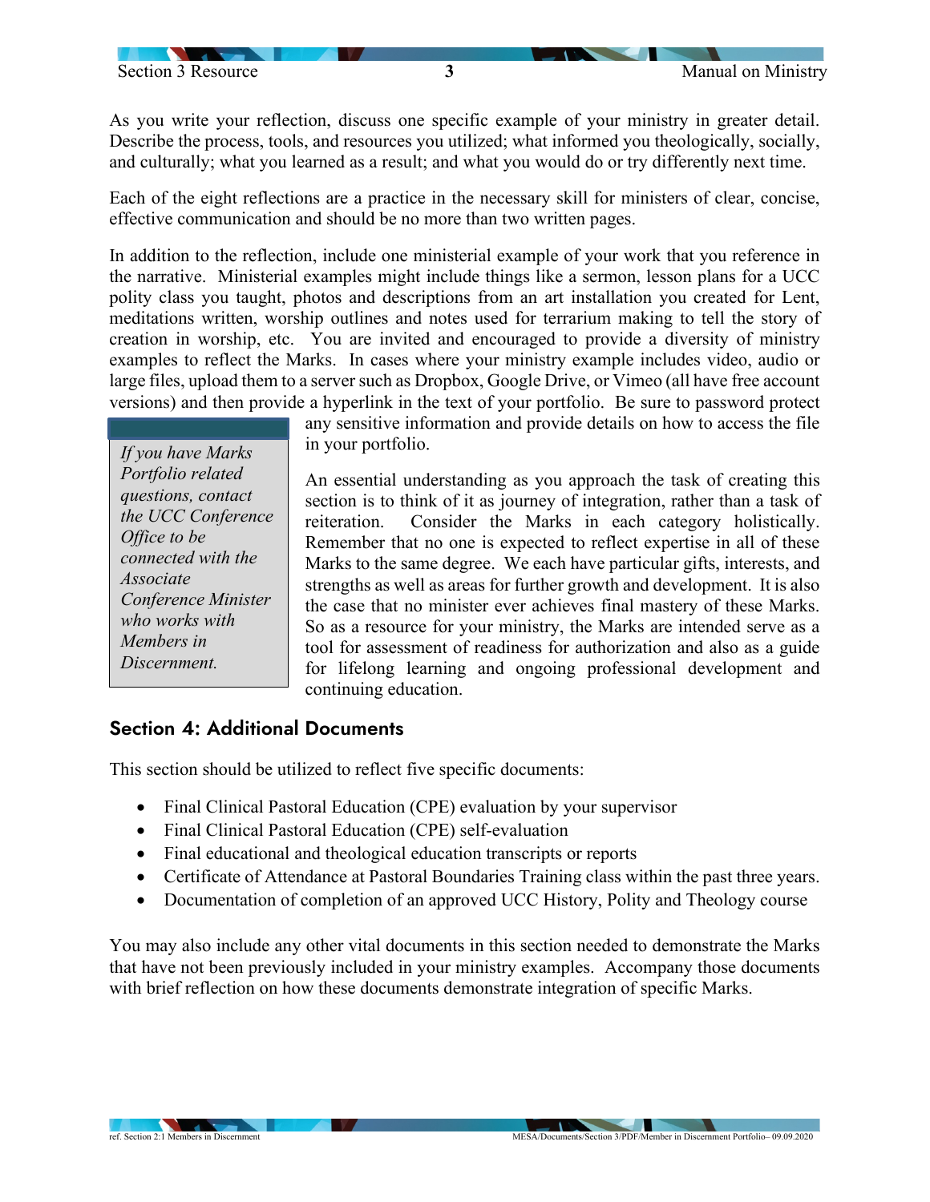As you write your reflection, discuss one specific example of your ministry in greater detail. Describe the process, tools, and resources you utilized; what informed you theologically, socially, and culturally; what you learned as a result; and what you would do or try differently next time.

Each of the eight reflections are a practice in the necessary skill for ministers of clear, concise, effective communication and should be no more than two written pages.

In addition to the reflection, include one ministerial example of your work that you reference in the narrative. Ministerial examples might include things like a sermon, lesson plans for a UCC polity class you taught, photos and descriptions from an art installation you created for Lent, meditations written, worship outlines and notes used for terrarium making to tell the story of creation in worship, etc. You are invited and encouraged to provide a diversity of ministry examples to reflect the Marks. In cases where your ministry example includes video, audio or large files, upload them to a server such as Dropbox, Google Drive, or Vimeo (all have free account versions) and then provide a hyperlink in the text of your portfolio. Be sure to password protect any sensitive information and provide details on how to access the file in your portfolio.

> *If you have Marks Portfolio related questions, contact the UCC Conference Office to be connected with the Associate Conference Minister who works with Members in Discernment.*

An essential understanding as you approach the task of creating this section is to think of it as journey of integration, rather than a task of reiteration. Consider the Marks in each category holistically. Remember that no one is expected to reflect expertise in all of these Marks to the same degree. We each have particular gifts, interests, and strengths as well as areas for further growth and development. It is also the case that no minister ever achieves final mastery of these Marks. So as a resource for your ministry, the Marks are intended serve as a tool for assessment of readiness for authorization and also as a guide for lifelong learning and ongoing professional development and continuing education.

## Section 4: Additional Documents

This section should be utilized to reflect five specific documents:

- Final Clinical Pastoral Education (CPE) evaluation by your supervisor
- Final Clinical Pastoral Education (CPE) self-evaluation
- Final educational and theological education transcripts or reports
- Certificate of Attendance at Pastoral Boundaries Training class within the past three years.
- Documentation of completion of an approved UCC History, Polity and Theology course

You may also include any other vital documents in this section needed to demonstrate the Marks that have not been previously included in your ministry examples. Accompany those documents with brief reflection on how these documents demonstrate integration of specific Marks.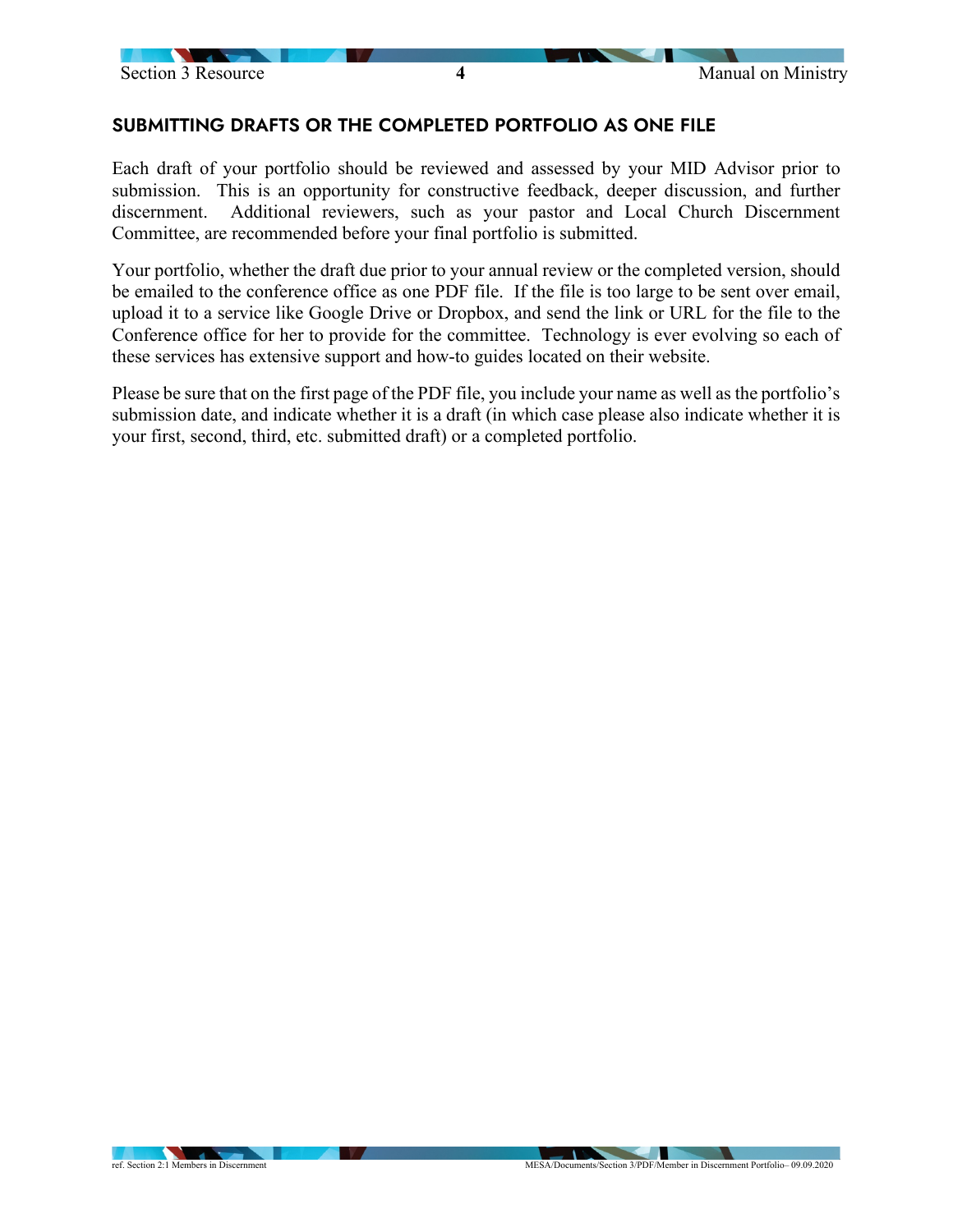## SUBMITTING DRAFTS OR THE COMPLETED PORTFOLIO AS ONE FILE

Each draft of your portfolio should be reviewed and assessed by your MID Advisor prior to submission. This is an opportunity for constructive feedback, deeper discussion, and further discernment. Additional reviewers, such as your pastor and Local Church Discernment Committee, are recommended before your final portfolio is submitted.

Your portfolio, whether the draft due prior to your annual review or the completed version, should be emailed to the conference office as one PDF file. If the file is too large to be sent over email, upload it to a service like Google Drive or Dropbox, and send the link or URL for the file to the Conference office for her to provide for the committee. Technology is ever evolving so each of these services has extensive support and how-to guides located on their website.

Please be sure that on the first page of the PDF file, you include your name as well as the portfolio's submission date, and indicate whether it is a draft (in which case please also indicate whether it is your first, second, third, etc. submitted draft) or a completed portfolio.